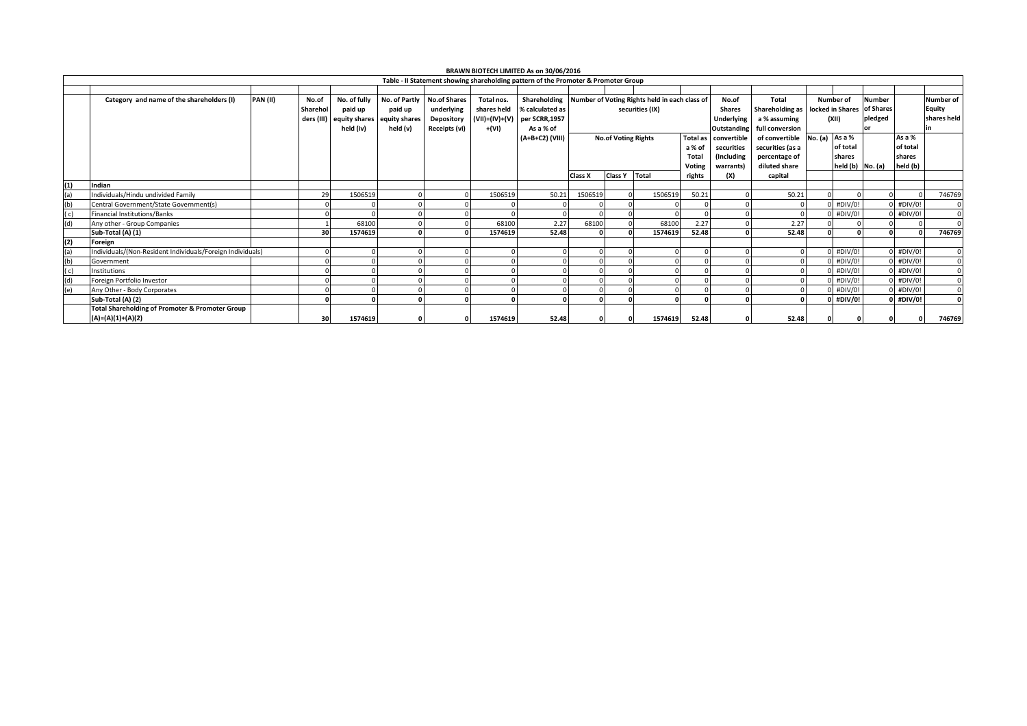# BRAWN BIOTECH LIMITED As on 30/06/2016

## Table - II Statement showing shareholding pattern of the Promoter & Promoter Group

| | Category and name of the shareholders (I) | PAN (II) | No.of Shareholders (III) | No. of fully paid up equity shares held (iv) | No. of Partly paid up equity shares held (v) | No.of Shares underlying Depository Receipts (vi) | Total nos. shares held (VII)=(IV)+(V)+(VI) | Shareholding % calculated as per SCRR,1957 As a % of (A+B+C2) (VIII) | Number of Voting Rights held in each class of securities (IX) | | | | No.of Shares Underlying Outstanding convertible securities (Including warrants) (X) | Total Shareholding as a % assuming full conversion of convertible securities (as a percentage of diluted share capital | Number of locked in Shares (XII) | | Number of Shares pledged or | | Number of Equity shares held in |
|---|---|---|---|---|---|---|---|---|---|---|---|---|---|---|---|---|---|---|---|
| | | | | | | | | | No.of Voting Rights | | | Total as a % of Total Voting rights | | | No. (a) | As a % of total shares held (b) | No. (a) | As a % of total shares held (b) | |
| | | | | | | | | | Class X | Class Y | Total | | | | | | | | |
| (1) | Indian | | | | | | | | | | | | | | | | | | |
| (a) | Individuals/Hindu undivided Family | | 29 | 1506519 | 0 | 0 | 1506519 | 50.21 | 1506519 | 0 | 1506519 | 50.21 | 0 | 50.21 | 0 | 0 | 0 | 0 | 746769 |
| (b) | Central Government/State Government(s) | | 0 | 0 | 0 | 0 | 0 | 0 | 0 | 0 | 0 | 0 | 0 | 0 | 0 | #DIV/0! | 0 | #DIV/0! | 0 |
| ( c) | Financial Institutions/Banks | | 0 | 0 | 0 | 0 | 0 | 0 | 0 | 0 | 0 | 0 | 0 | 0 | 0 | #DIV/0! | 0 | #DIV/0! | 0 |
| (d) | Any other - Group Companies | | 1 | 68100 | 0 | 0 | 68100 | 2.27 | 68100 | 0 | 68100 | 2.27 | 0 | 2.27 | 0 | 0 | 0 | 0 | 0 |
| | **Sub-Total (A) (1)** | | **30** | **1574619** | **0** | **0** | **1574619** | **52.48** | **0** | **0** | **1574619** | **52.48** | **0** | **52.48** | **0** | **0** | **0** | **0** | **746769** |
| (2) | Foreign | | | | | | | | | | | | | | | | | | |
| (a) | Individuals/(Non-Resident Individuals/Foreign Individuals) | | 0 | 0 | 0 | 0 | 0 | 0 | 0 | 0 | 0 | 0 | 0 | 0 | 0 | #DIV/0! | 0 | #DIV/0! | 0 |
| (b) | Government | | 0 | 0 | 0 | 0 | 0 | 0 | 0 | 0 | 0 | 0 | 0 | 0 | 0 | #DIV/0! | 0 | #DIV/0! | 0 |
| ( c) | Institutions | | 0 | 0 | 0 | 0 | 0 | 0 | 0 | 0 | 0 | 0 | 0 | 0 | 0 | #DIV/0! | 0 | #DIV/0! | 0 |
| (d) | Foreign Portfolio Investor | | 0 | 0 | 0 | 0 | 0 | 0 | 0 | 0 | 0 | 0 | 0 | 0 | 0 | #DIV/0! | 0 | #DIV/0! | 0 |
| (e) | Any Other - Body Corporates | | 0 | 0 | 0 | 0 | 0 | 0 | 0 | 0 | 0 | 0 | 0 | 0 | 0 | #DIV/0! | 0 | #DIV/0! | 0 |
| | **Sub-Total (A) (2)** | | **0** | **0** | **0** | **0** | **0** | **0** | **0** | **0** | **0** | **0** | **0** | **0** | **0** | **#DIV/0!** | **0** | **#DIV/0!** | **0** |
| | **Total Shareholding of Promoter & Promoter Group (A)=(A)(1)+(A)(2)** | | **30** | **1574619** | **0** | **0** | **1574619** | **52.48** | **0** | **0** | **1574619** | **52.48** | **0** | **52.48** | **0** | **0** | **0** | **0** | **746769** |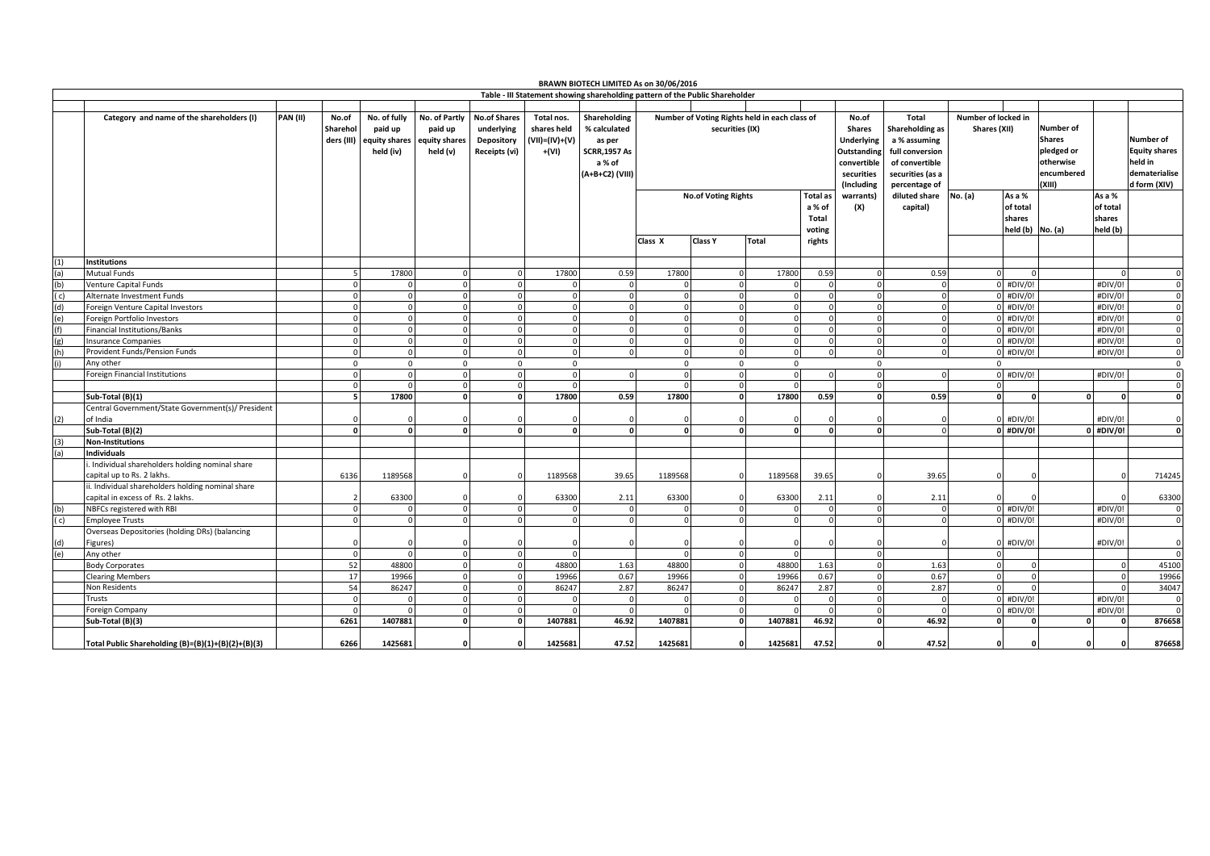## BRAWN BIOTECH LIMITED As on 30/06/2016

### Table - III Statement showing shareholding pattern of the Public Shareholder

| | Category and name of the shareholders (I) | PAN (II) | No.of Shareholders (III) | No. of fully paid up equity shares held (iv) | No. of Partly paid up equity shares held (v) | No.of Shares underlying Depository Receipts (vi) | Total nos. shares held (VII)=(IV)+(V)+(VI) | Shareholding % calculated as per SCRR,1957 As a % of (A+B+C2) (VIII) | Number of Voting Rights held in each class of securities (IX) | | | | No.of Shares Underlying Outstanding convertible securities (Including warrants) (X) | Total Shareholding as a % assuming full conversion of convertible securities (as a percentage of diluted share capital) | Number of locked in Shares (XII) | | Number of Shares pledged or otherwise encumbered (XIII) | | Number of Equity shares held in dematerialised form (XIV) |
|---|---|---|---|---|---|---|---|---|---|---|---|---|---|---|---|---|---|---|---|
| | | | | | | | | | No.of Voting Rights | | | Total as a % of Total voting rights | | | No. (a) | As a % of total shares held (b) | No. (a) | As a % of total shares held (b) | |
| | | | | | | | | | Class X | Class Y | Total | | | | | | | | |
| (1) | **Institutions** | | | | | | | | | | | | | | | | | | |
| (a) | Mutual Funds | | 5 | 17800 | 0 | 0 | 17800 | 0.59 | 17800 | 0 | 17800 | 0.59 | 0 | 0.59 | 0 | 0 | | 0 | 0 |
| (b) | Venture Capital Funds | | 0 | 0 | 0 | 0 | 0 | 0 | 0 | 0 | 0 | 0 | 0 | 0 | 0 | #DIV/0! | | #DIV/0! | 0 |
| ( c) | Alternate Investment Funds | | 0 | 0 | 0 | 0 | 0 | 0 | 0 | 0 | 0 | 0 | 0 | 0 | 0 | #DIV/0! | | #DIV/0! | 0 |
| (d) | Foreign Venture Capital Investors | | 0 | 0 | 0 | 0 | 0 | 0 | 0 | 0 | 0 | 0 | 0 | 0 | 0 | #DIV/0! | | #DIV/0! | 0 |
| (e) | Foreign Portfolio Investors | | 0 | 0 | 0 | 0 | 0 | 0 | 0 | 0 | 0 | 0 | 0 | 0 | 0 | #DIV/0! | | #DIV/0! | 0 |
| (f) | Financial Institutions/Banks | | 0 | 0 | 0 | 0 | 0 | 0 | 0 | 0 | 0 | 0 | 0 | 0 | 0 | #DIV/0! | | #DIV/0! | 0 |
| (g) | Insurance Companies | | 0 | 0 | 0 | 0 | 0 | 0 | 0 | 0 | 0 | 0 | 0 | 0 | 0 | #DIV/0! | | #DIV/0! | 0 |
| (h) | Provident Funds/Pension Funds | | 0 | 0 | 0 | 0 | 0 | 0 | 0 | 0 | 0 | 0 | 0 | 0 | 0 | #DIV/0! | | #DIV/0! | 0 |
| (i) | Any other | | 0 | 0 | 0 | 0 | 0 | | 0 | 0 | 0 | | 0 | | 0 | | | | 0 |
| | Foreign Financial Institutions | | 0 | 0 | 0 | 0 | 0 | 0 | 0 | 0 | 0 | 0 | 0 | 0 | 0 | #DIV/0! | | #DIV/0! | 0 |
| | | | 0 | 0 | 0 | 0 | 0 | | 0 | 0 | 0 | | 0 | | 0 | | | | 0 |
| | **Sub-Total (B)(1)** | | **5** | **17800** | **0** | **0** | **17800** | **0.59** | **17800** | **0** | **17800** | **0.59** | **0** | **0.59** | **0** | **0** | **0** | **0** | **0** |
| (2) | Central Government/State Government(s)/ President of India | | 0 | 0 | 0 | 0 | 0 | 0 | 0 | 0 | 0 | 0 | 0 | 0 | 0 | #DIV/0! | | #DIV/0! | 0 |
| | **Sub-Total (B)(2)** | | **0** | **0** | **0** | **0** | **0** | **0** | **0** | **0** | **0** | **0** | **0** | 0 | **0** | **#DIV/0!** | **0** | **#DIV/0!** | **0** |
| (3) | **Non-Institutions** | | | | | | | | | | | | | | | | | | |
| (a) | **Individuals** | | | | | | | | | | | | | | | | | | |
| | i. Individual shareholders holding nominal share capital up to Rs. 2 lakhs. | | 6136 | 1189568 | 0 | 0 | 1189568 | 39.65 | 1189568 | 0 | 1189568 | 39.65 | 0 | 39.65 | 0 | 0 | | 0 | 714245 |
| | ii. Individual shareholders holding nominal share capital in excess of Rs. 2 lakhs. | | 2 | 63300 | 0 | 0 | 63300 | 2.11 | 63300 | 0 | 63300 | 2.11 | 0 | 2.11 | 0 | 0 | | 0 | 63300 |
| (b) | NBFCs registered with RBI | | 0 | 0 | 0 | 0 | 0 | 0 | 0 | 0 | 0 | 0 | 0 | 0 | 0 | #DIV/0! | | #DIV/0! | 0 |
| ( c) | Employee Trusts | | 0 | 0 | 0 | 0 | 0 | 0 | 0 | 0 | 0 | 0 | 0 | 0 | 0 | #DIV/0! | | #DIV/0! | 0 |
| (d) | Overseas Depositories (holding DRs) (balancing Figures) | | 0 | 0 | 0 | 0 | 0 | 0 | 0 | 0 | 0 | 0 | 0 | 0 | 0 | #DIV/0! | | #DIV/0! | 0 |
| (e) | Any other | | 0 | 0 | 0 | 0 | 0 | | 0 | 0 | 0 | | 0 | | 0 | | | | 0 |
| | Body Corporates | | 52 | 48800 | 0 | 0 | 48800 | 1.63 | 48800 | 0 | 48800 | 1.63 | 0 | 1.63 | 0 | 0 | | 0 | 45100 |
| | Clearing Members | | 17 | 19966 | 0 | 0 | 19966 | 0.67 | 19966 | 0 | 19966 | 0.67 | 0 | 0.67 | 0 | 0 | | 0 | 19966 |
| | Non Residents | | 54 | 86247 | 0 | 0 | 86247 | 2.87 | 86247 | 0 | 86247 | 2.87 | 0 | 2.87 | 0 | 0 | | 0 | 34047 |
| | Trusts | | 0 | 0 | 0 | 0 | 0 | 0 | 0 | 0 | 0 | 0 | 0 | 0 | 0 | #DIV/0! | | #DIV/0! | 0 |
| | Foreign Company | | 0 | 0 | 0 | 0 | 0 | 0 | 0 | 0 | 0 | 0 | 0 | 0 | 0 | #DIV/0! | | #DIV/0! | 0 |
| | **Sub-Total (B)(3)** | | **6261** | **1407881** | **0** | **0** | **1407881** | **46.92** | **1407881** | **0** | **1407881** | **46.92** | **0** | **46.92** | **0** | **0** | **0** | **0** | **876658** |
| | **Total Public Shareholding (B)=(B)(1)+(B)(2)+(B)(3)** | | **6266** | **1425681** | **0** | **0** | **1425681** | **47.52** | **1425681** | **0** | **1425681** | **47.52** | **0** | **47.52** | **0** | **0** | **0** | **0** | **876658** |